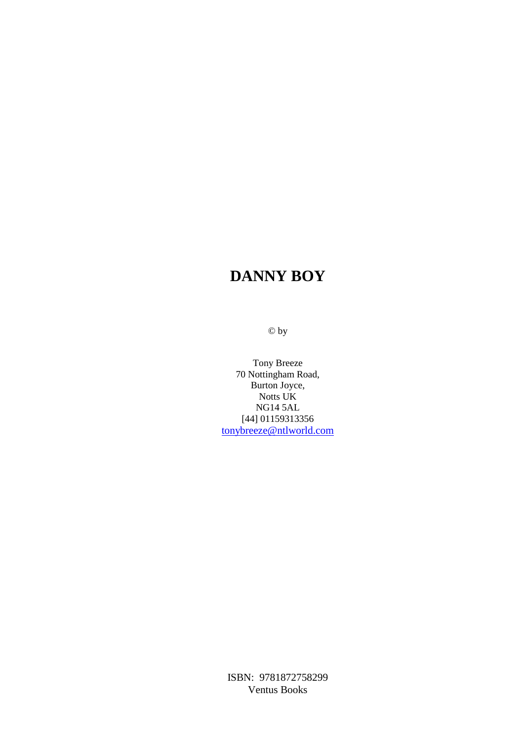# DANNY BOY

© by

Tony Breeze  
70 Nottingham Road,  
Burton Joyce,  
Notts UK  
NG14 5AL  
[44] 01159313356  
tonybreeze@ntlworld.com

ISBN: 9781872758299  
Ventus Books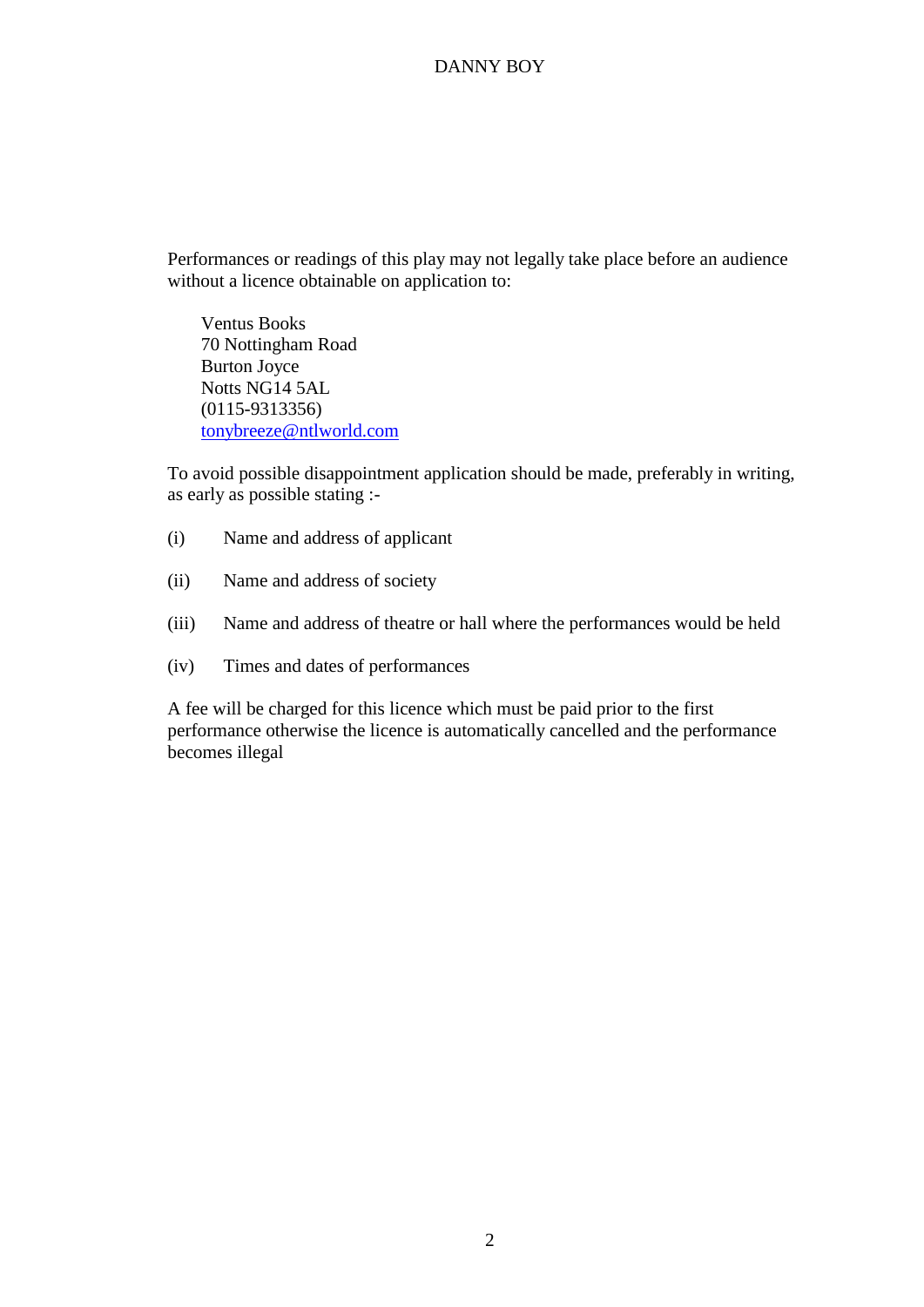Performances or readings of this play may not legally take place before an audience without a licence obtainable on application to:

Ventus Books
70 Nottingham Road
Burton Joyce
Notts NG14 5AL
(0115-9313356)
tonybreeze@ntlworld.com

To avoid possible disappointment application should be made, preferably in writing, as early as possible stating :-

(i) Name and address of applicant

(ii) Name and address of society

(iii) Name and address of theatre or hall where the performances would be held

(iv) Times and dates of performances

A fee will be charged for this licence which must be paid prior to the first performance otherwise the licence is automatically cancelled and the performance becomes illegal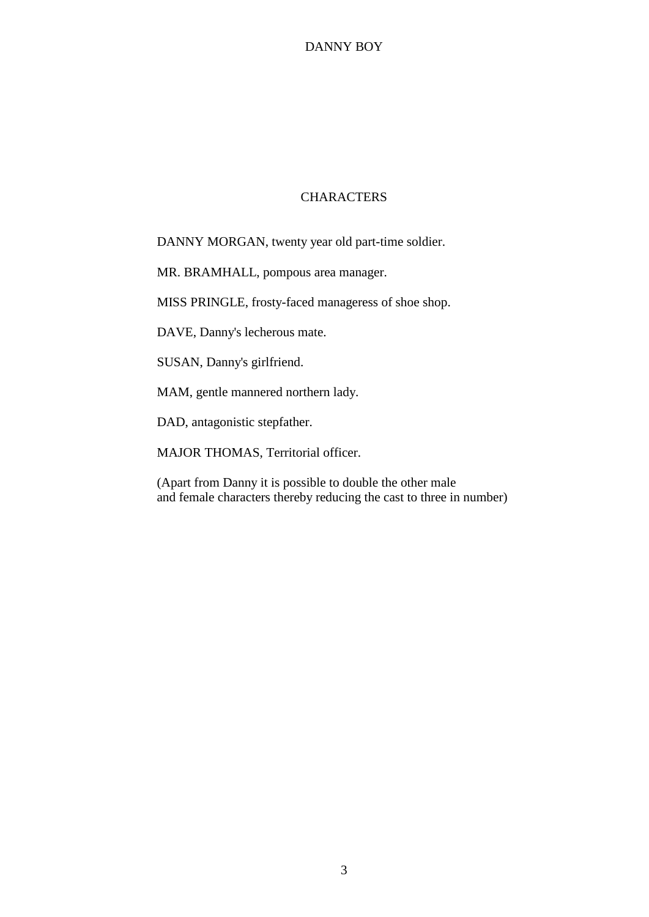## CHARACTERS

DANNY MORGAN, twenty year old part-time soldier.

MR. BRAMHALL, pompous area manager.

MISS PRINGLE, frosty-faced manageress of shoe shop.

DAVE, Danny's lecherous mate.

SUSAN, Danny's girlfriend.

MAM, gentle mannered northern lady.

DAD, antagonistic stepfather.

MAJOR THOMAS, Territorial officer.

(Apart from Danny it is possible to double the other male and female characters thereby reducing the cast to three in number)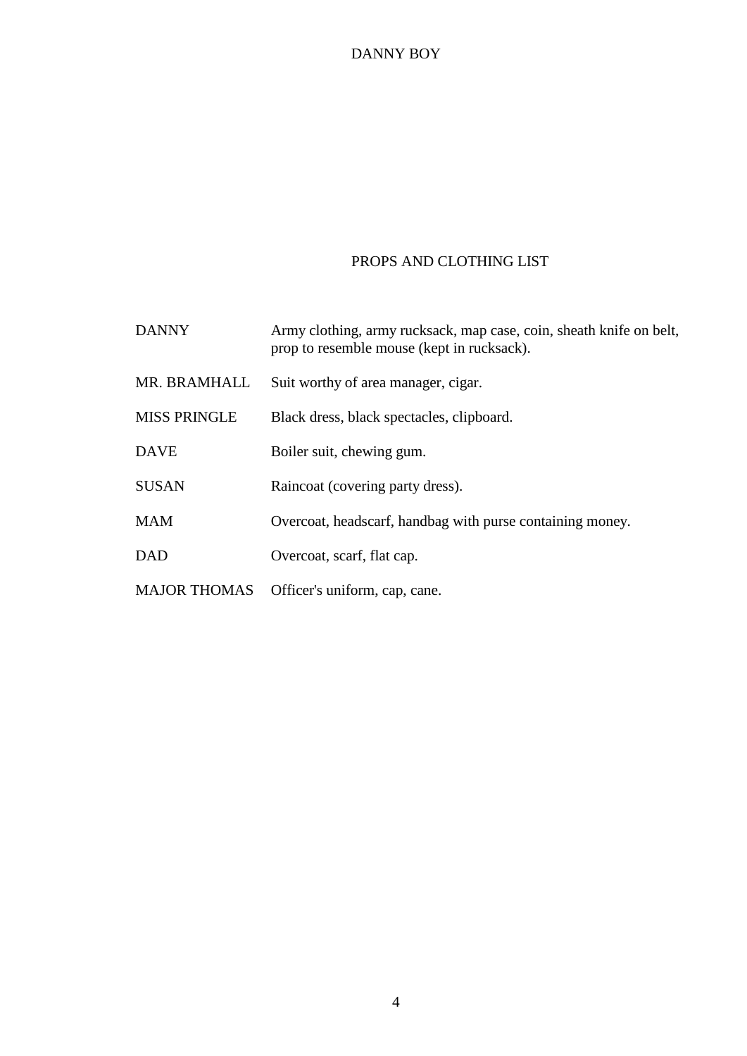## PROPS AND CLOTHING LIST

| | |
|---|---|
| DANNY | Army clothing, army rucksack, map case, coin, sheath knife on belt, prop to resemble mouse (kept in rucksack). |
| MR. BRAMHALL | Suit worthy of area manager, cigar. |
| MISS PRINGLE | Black dress, black spectacles, clipboard. |
| DAVE | Boiler suit, chewing gum. |
| SUSAN | Raincoat (covering party dress). |
| MAM | Overcoat, headscarf, handbag with purse containing money. |
| DAD | Overcoat, scarf, flat cap. |
| MAJOR THOMAS | Officer's uniform, cap, cane. |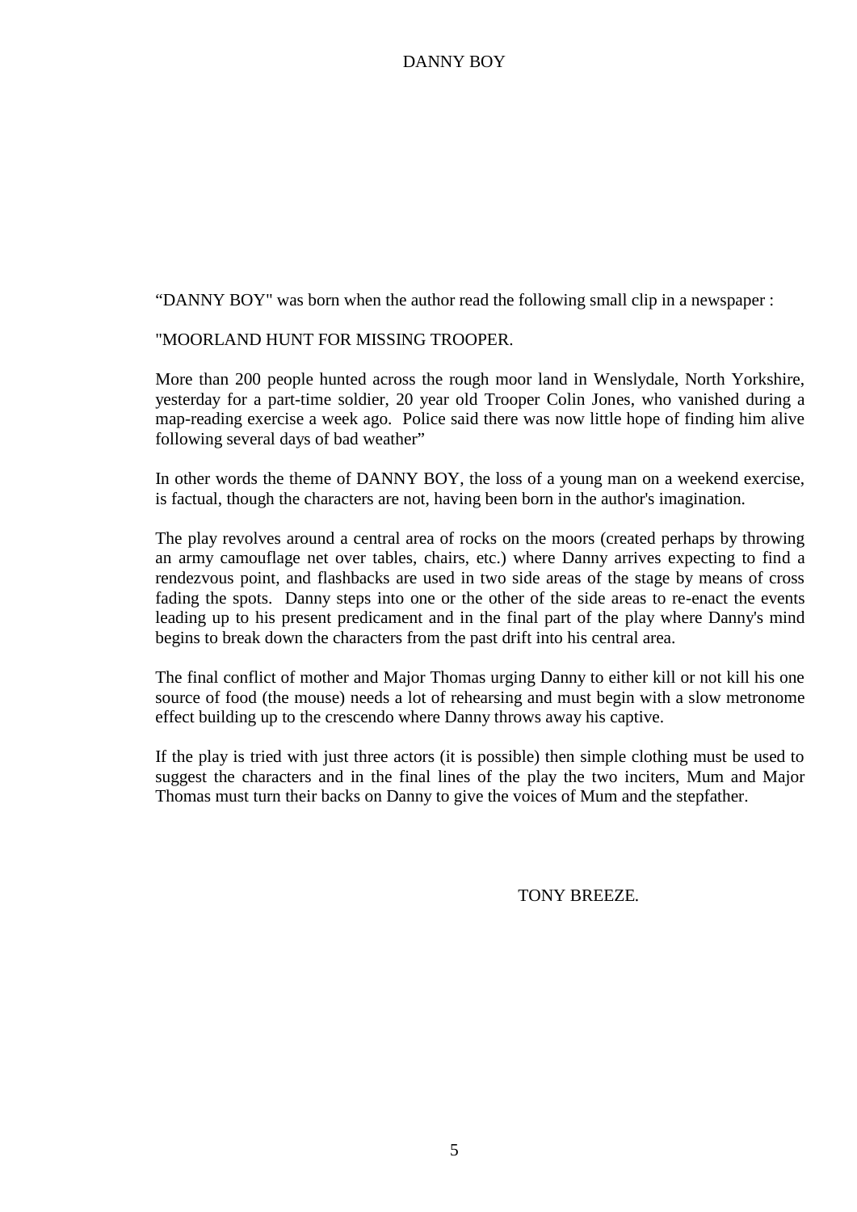“DANNY BOY" was born when the author read the following small clip in a newspaper :

"MOORLAND HUNT FOR MISSING TROOPER.

More than 200 people hunted across the rough moor land in Wenslydale, North Yorkshire, yesterday for a part-time soldier, 20 year old Trooper Colin Jones, who vanished during a map-reading exercise a week ago.  Police said there was now little hope of finding him alive following several days of bad weather”

In other words the theme of DANNY BOY, the loss of a young man on a weekend exercise, is factual, though the characters are not, having been born in the author's imagination.

The play revolves around a central area of rocks on the moors (created perhaps by throwing an army camouflage net over tables, chairs, etc.) where Danny arrives expecting to find a rendezvous point, and flashbacks are used in two side areas of the stage by means of cross fading the spots.  Danny steps into one or the other of the side areas to re-enact the events leading up to his present predicament and in the final part of the play where Danny's mind begins to break down the characters from the past drift into his central area.

The final conflict of mother and Major Thomas urging Danny to either kill or not kill his one source of food (the mouse) needs a lot of rehearsing and must begin with a slow metronome effect building up to the crescendo where Danny throws away his captive.

If the play is tried with just three actors (it is possible) then simple clothing must be used to suggest the characters and in the final lines of the play the two inciters, Mum and Major Thomas must turn their backs on Danny to give the voices of Mum and the stepfather.

TONY BREEZE.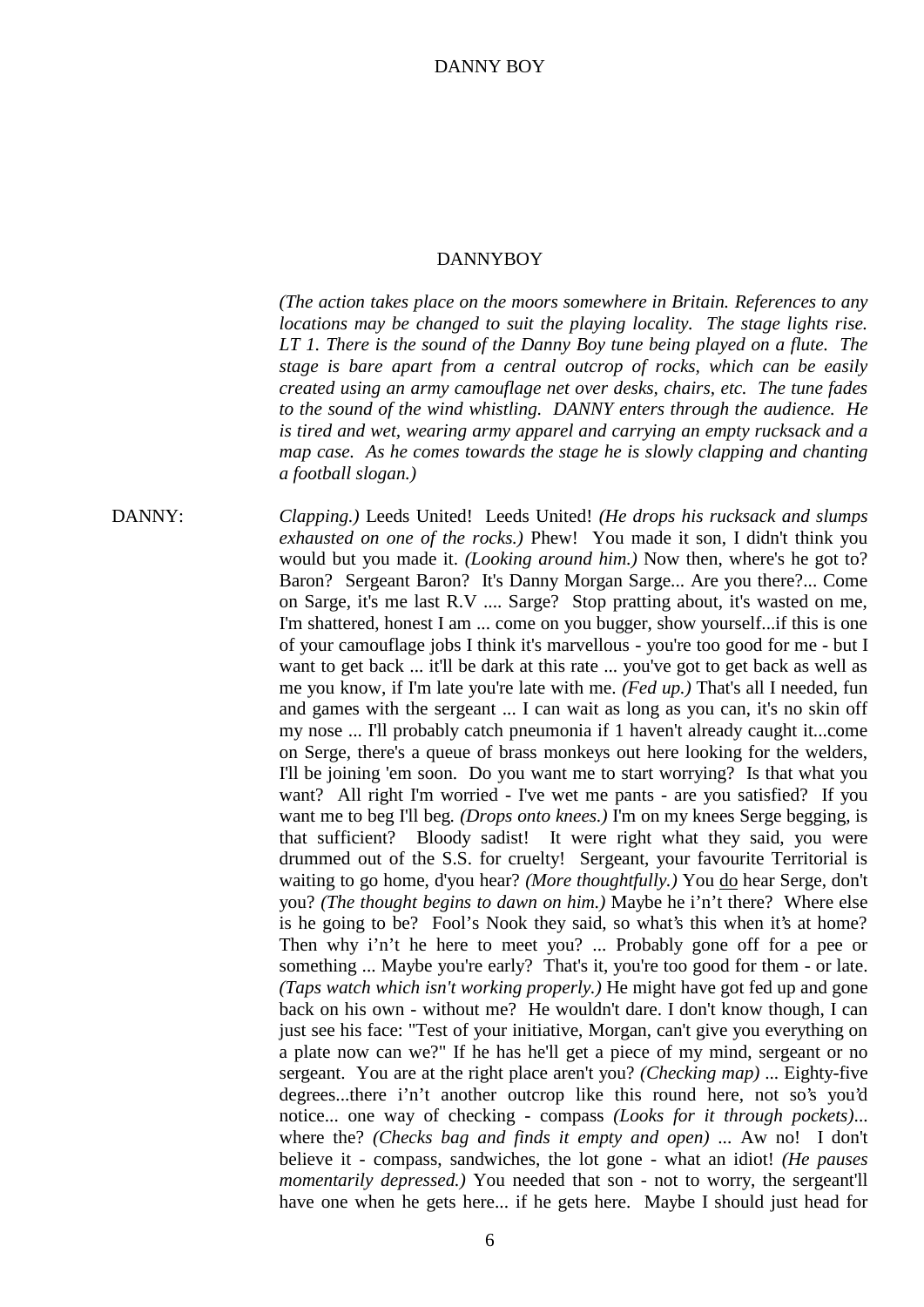# DANNYBOY

*(The action takes place on the moors somewhere in Britain. References to any locations may be changed to suit the playing locality. The stage lights rise. LT 1. There is the sound of the Danny Boy tune being played on a flute. The stage is bare apart from a central outcrop of rocks, which can be easily created using an army camouflage net over desks, chairs, etc. The tune fades to the sound of the wind whistling. DANNY enters through the audience. He is tired and wet, wearing army apparel and carrying an empty rucksack and a map case. As he comes towards the stage he is slowly clapping and chanting a football slogan.)*

DANNY: *Clapping.)* Leeds United! Leeds United! *(He drops his rucksack and slumps exhausted on one of the rocks.)* Phew! You made it son, I didn't think you would but you made it. *(Looking around him.)* Now then, where's he got to? Baron? Sergeant Baron? It's Danny Morgan Sarge... Are you there?... Come on Sarge, it's me last R.V .... Sarge? Stop pratting about, it's wasted on me, I'm shattered, honest I am ... come on you bugger, show yourself...if this is one of your camouflage jobs I think it's marvellous - you're too good for me - but I want to get back ... it'll be dark at this rate ... you've got to get back as well as me you know, if I'm late you're late with me. *(Fed up.)* That's all I needed, fun and games with the sergeant ... I can wait as long as you can, it's no skin off my nose ... I'll probably catch pneumonia if 1 haven't already caught it...come on Serge, there's a queue of brass monkeys out here looking for the welders, I'll be joining 'em soon. Do you want me to start worrying? Is that what you want? All right I'm worried - I've wet me pants - are you satisfied? If you want me to beg I'll beg. *(Drops onto knees.)* I'm on my knees Serge begging, is that sufficient? Bloody sadist! It were right what they said, you were drummed out of the S.S. for cruelty! Sergeant, your favourite Territorial is waiting to go home, d'you hear? *(More thoughtfully.)* You <u>do</u> hear Serge, don't you? *(The thought begins to dawn on him.)* Maybe he i'n't there? Where else is he going to be? Fool's Nook they said, so what's this when it's at home? Then why i'n't he here to meet you? ... Probably gone off for a pee or something ... Maybe you're early? That's it, you're too good for them - or late. *(Taps watch which isn't working properly.)* He might have got fed up and gone back on his own - without me? He wouldn't dare. I don't know though, I can just see his face: "Test of your initiative, Morgan, can't give you everything on a plate now can we?" If he has he'll get a piece of my mind, sergeant or no sergeant. You are at the right place aren't you? *(Checking map)* ... Eighty-five degrees...there i'n't another outcrop like this round here, not so's you'd notice... one way of checking - compass *(Looks for it through pockets)*... where the? *(Checks bag and finds it empty and open)* ... Aw no! I don't believe it - compass, sandwiches, the lot gone - what an idiot! *(He pauses momentarily depressed.)* You needed that son - not to worry, the sergeant'll have one when he gets here... if he gets here. Maybe I should just head for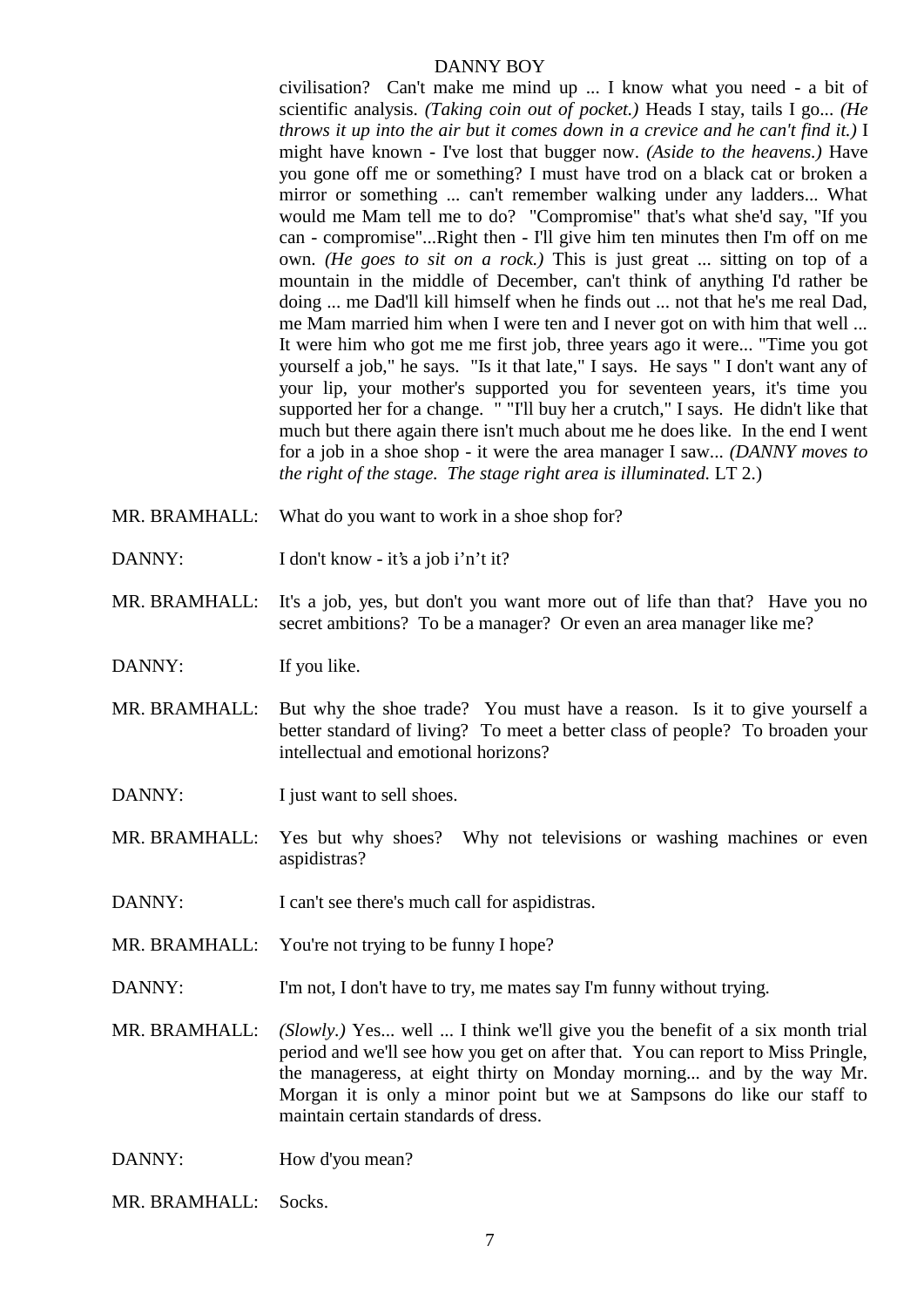civilisation? Can't make me mind up ... I know what you need - a bit of scientific analysis. *(Taking coin out of pocket.)* Heads I stay, tails I go... *(He throws it up into the air but it comes down in a crevice and he can't find it.)* I might have known - I've lost that bugger now. *(Aside to the heavens.)* Have you gone off me or something? I must have trod on a black cat or broken a mirror or something ... can't remember walking under any ladders... What would me Mam tell me to do? "Compromise" that's what she'd say, "If you can - compromise"...Right then - I'll give him ten minutes then I'm off on me own. *(He goes to sit on a rock.)* This is just great ... sitting on top of a mountain in the middle of December, can't think of anything I'd rather be doing ... me Dad'll kill himself when he finds out ... not that he's me real Dad, me Mam married him when I were ten and I never got on with him that well ... It were him who got me me first job, three years ago it were... "Time you got yourself a job," he says. "Is it that late," I says. He says " I don't want any of your lip, your mother's supported you for seventeen years, it's time you supported her for a change. " "I'll buy her a crutch," I says. He didn't like that much but there again there isn't much about me he does like. In the end I went for a job in a shoe shop - it were the area manager I saw... *(DANNY moves to the right of the stage. The stage right area is illuminated.* LT 2.)

MR. BRAMHALL: What do you want to work in a shoe shop for?

DANNY: I don't know - it's a job i'n't it?

MR. BRAMHALL: It's a job, yes, but don't you want more out of life than that? Have you no secret ambitions? To be a manager? Or even an area manager like me?

DANNY: If you like.

MR. BRAMHALL: But why the shoe trade? You must have a reason. Is it to give yourself a better standard of living? To meet a better class of people? To broaden your intellectual and emotional horizons?

DANNY: I just want to sell shoes.

MR. BRAMHALL: Yes but why shoes? Why not televisions or washing machines or even aspidistras?

DANNY: I can't see there's much call for aspidistras.

MR. BRAMHALL: You're not trying to be funny I hope?

DANNY: I'm not, I don't have to try, me mates say I'm funny without trying.

MR. BRAMHALL: *(Slowly.)* Yes... well ... I think we'll give you the benefit of a six month trial period and we'll see how you get on after that. You can report to Miss Pringle, the manageress, at eight thirty on Monday morning... and by the way Mr. Morgan it is only a minor point but we at Sampsons do like our staff to maintain certain standards of dress.

DANNY: How d'you mean?

MR. BRAMHALL: Socks.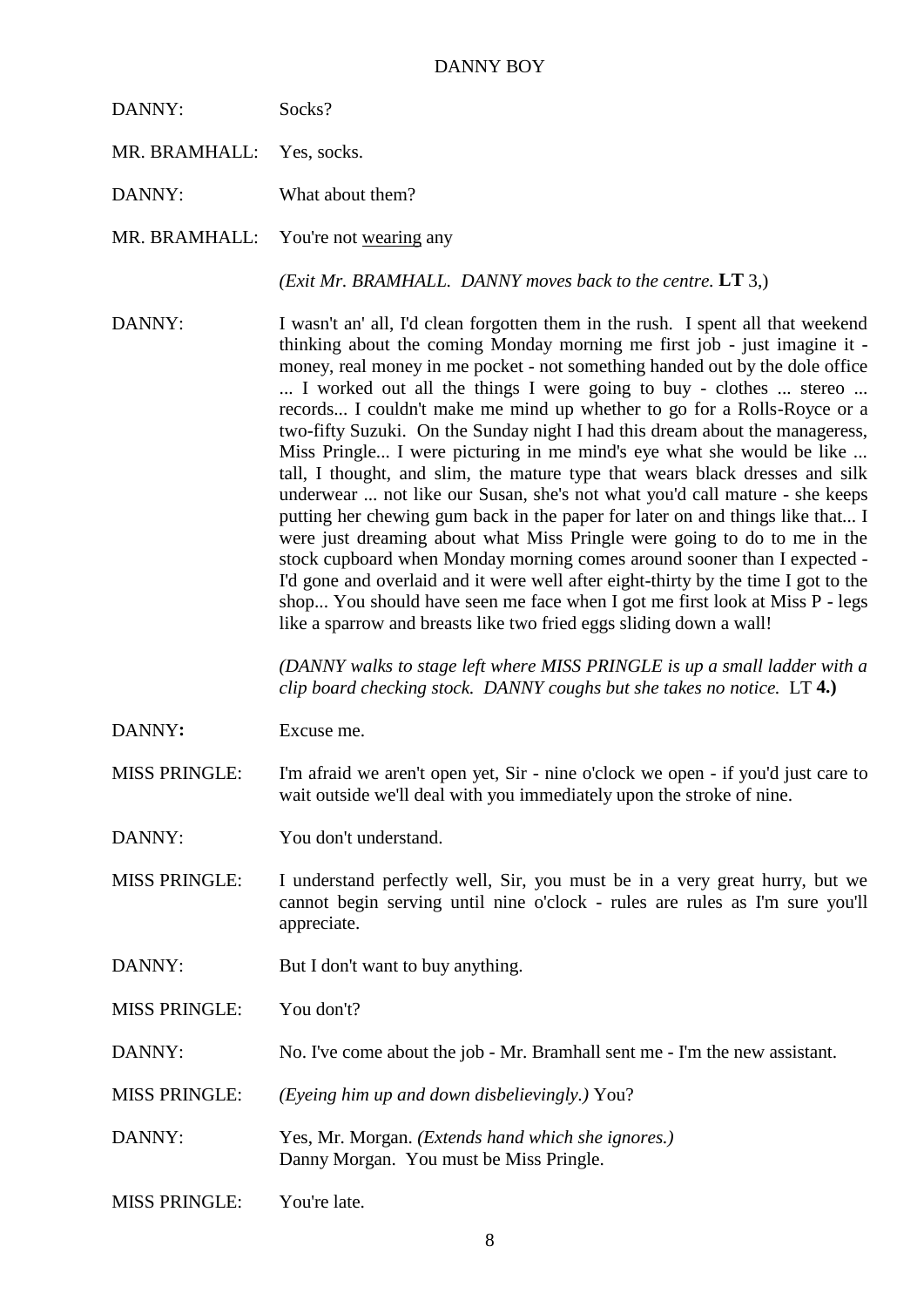DANNY: Socks?

MR. BRAMHALL: Yes, socks.

DANNY: What about them?

MR. BRAMHALL: You're not wearing any

*(Exit Mr. BRAMHALL. DANNY moves back to the centre.* **LT** 3,)

DANNY: I wasn't an' all, I'd clean forgotten them in the rush. I spent all that weekend thinking about the coming Monday morning me first job - just imagine it - money, real money in me pocket - not something handed out by the dole office ... I worked out all the things I were going to buy - clothes ... stereo ... records... I couldn't make me mind up whether to go for a Rolls-Royce or a two-fifty Suzuki. On the Sunday night I had this dream about the manageress, Miss Pringle... I were picturing in me mind's eye what she would be like ... tall, I thought, and slim, the mature type that wears black dresses and silk underwear ... not like our Susan, she's not what you'd call mature - she keeps putting her chewing gum back in the paper for later on and things like that... I were just dreaming about what Miss Pringle were going to do to me in the stock cupboard when Monday morning comes around sooner than I expected - I'd gone and overlaid and it were well after eight-thirty by the time I got to the shop... You should have seen me face when I got me first look at Miss P - legs like a sparrow and breasts like two fried eggs sliding down a wall!

*(DANNY walks to stage left where MISS PRINGLE is up a small ladder with a clip board checking stock. DANNY coughs but she takes no notice.* LT **4.)**

DANNY**:** Excuse me.

MISS PRINGLE: I'm afraid we aren't open yet, Sir - nine o'clock we open - if you'd just care to wait outside we'll deal with you immediately upon the stroke of nine.

DANNY: You don't understand.

MISS PRINGLE: I understand perfectly well, Sir, you must be in a very great hurry, but we cannot begin serving until nine o'clock - rules are rules as I'm sure you'll appreciate.

DANNY: But I don't want to buy anything.

MISS PRINGLE: You don't?

DANNY: No. I've come about the job - Mr. Bramhall sent me - I'm the new assistant.

MISS PRINGLE: *(Eyeing him up and down disbelievingly.)* You?

DANNY: Yes, Mr. Morgan. *(Extends hand which she ignores.)*
Danny Morgan. You must be Miss Pringle.

MISS PRINGLE: You're late.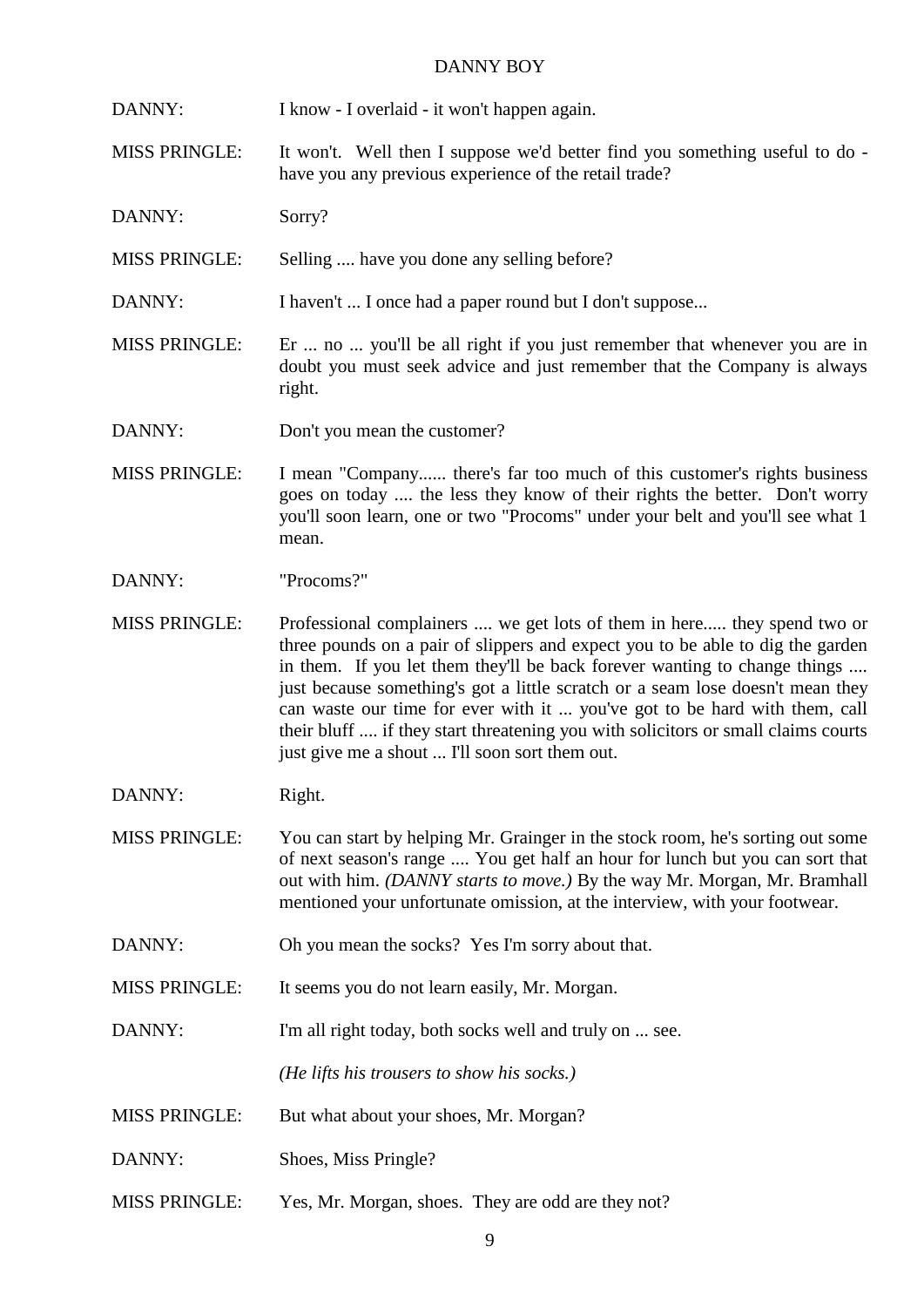DANNY: I know - I overlaid - it won't happen again.

MISS PRINGLE: It won't. Well then I suppose we'd better find you something useful to do - have you any previous experience of the retail trade?

DANNY: Sorry?

MISS PRINGLE: Selling .... have you done any selling before?

DANNY: I haven't ... I once had a paper round but I don't suppose...

MISS PRINGLE: Er ... no ... you'll be all right if you just remember that whenever you are in doubt you must seek advice and just remember that the Company is always right.

DANNY: Don't you mean the customer?

MISS PRINGLE: I mean "Company...... there's far too much of this customer's rights business goes on today .... the less they know of their rights the better. Don't worry you'll soon learn, one or two "Procoms" under your belt and you'll see what 1 mean.

DANNY: "Procoms?"

MISS PRINGLE: Professional complainers .... we get lots of them in here..... they spend two or three pounds on a pair of slippers and expect you to be able to dig the garden in them. If you let them they'll be back forever wanting to change things .... just because something's got a little scratch or a seam lose doesn't mean they can waste our time for ever with it ... you've got to be hard with them, call their bluff .... if they start threatening you with solicitors or small claims courts just give me a shout ... I'll soon sort them out.

DANNY: Right.

MISS PRINGLE: You can start by helping Mr. Grainger in the stock room, he's sorting out some of next season's range .... You get half an hour for lunch but you can sort that out with him. *(DANNY starts to move.)* By the way Mr. Morgan, Mr. Bramhall mentioned your unfortunate omission, at the interview, with your footwear.

DANNY: Oh you mean the socks? Yes I'm sorry about that.

MISS PRINGLE: It seems you do not learn easily, Mr. Morgan.

DANNY: I'm all right today, both socks well and truly on ... see.

*(He lifts his trousers to show his socks.)*

MISS PRINGLE: But what about your shoes, Mr. Morgan?

DANNY: Shoes, Miss Pringle?

MISS PRINGLE: Yes, Mr. Morgan, shoes. They are odd are they not?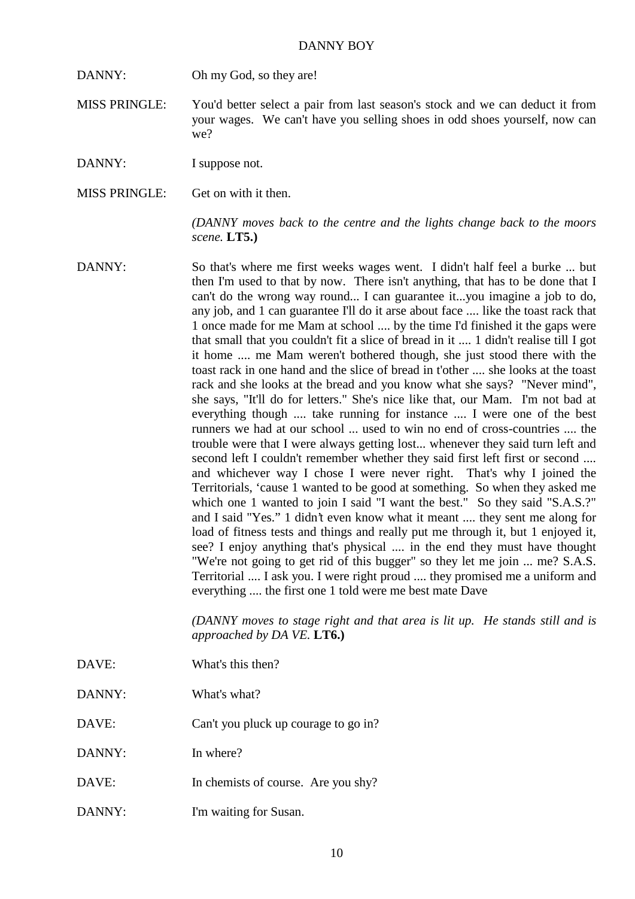DANNY: Oh my God, so they are!

MISS PRINGLE: You'd better select a pair from last season's stock and we can deduct it from your wages. We can't have you selling shoes in odd shoes yourself, now can we?

DANNY: I suppose not.

MISS PRINGLE: Get on with it then.

*(DANNY moves back to the centre and the lights change back to the moors scene.* **LT5.)**

DANNY: So that's where me first weeks wages went. I didn't half feel a burke ... but then I'm used to that by now. There isn't anything, that has to be done that I can't do the wrong way round... I can guarantee it...you imagine a job to do, any job, and 1 can guarantee I'll do it arse about face .... like the toast rack that 1 once made for me Mam at school .... by the time I'd finished it the gaps were that small that you couldn't fit a slice of bread in it .... 1 didn't realise till I got it home .... me Mam weren't bothered though, she just stood there with the toast rack in one hand and the slice of bread in t'other .... she looks at the toast rack and she looks at the bread and you know what she says? "Never mind", she says, "It'll do for letters." She's nice like that, our Mam. I'm not bad at everything though .... take running for instance .... I were one of the best runners we had at our school ... used to win no end of cross-countries .... the trouble were that I were always getting lost... whenever they said turn left and second left I couldn't remember whether they said first left first or second .... and whichever way I chose I were never right. That's why I joined the Territorials, 'cause 1 wanted to be good at something. So when they asked me which one 1 wanted to join I said "I want the best." So they said "S.A.S.?" and I said "Yes." 1 didn't even know what it meant .... they sent me along for load of fitness tests and things and really put me through it, but 1 enjoyed it, see? I enjoy anything that's physical .... in the end they must have thought "We're not going to get rid of this bugger" so they let me join ... me? S.A.S. Territorial .... I ask you. I were right proud .... they promised me a uniform and everything .... the first one 1 told were me best mate Dave

*(DANNY moves to stage right and that area is lit up. He stands still and is approached by DA VE.* **LT6.)**

DAVE: What's this then?

DANNY: What's what?

DAVE: Can't you pluck up courage to go in?

DANNY: In where?

DAVE: In chemists of course. Are you shy?

DANNY: I'm waiting for Susan.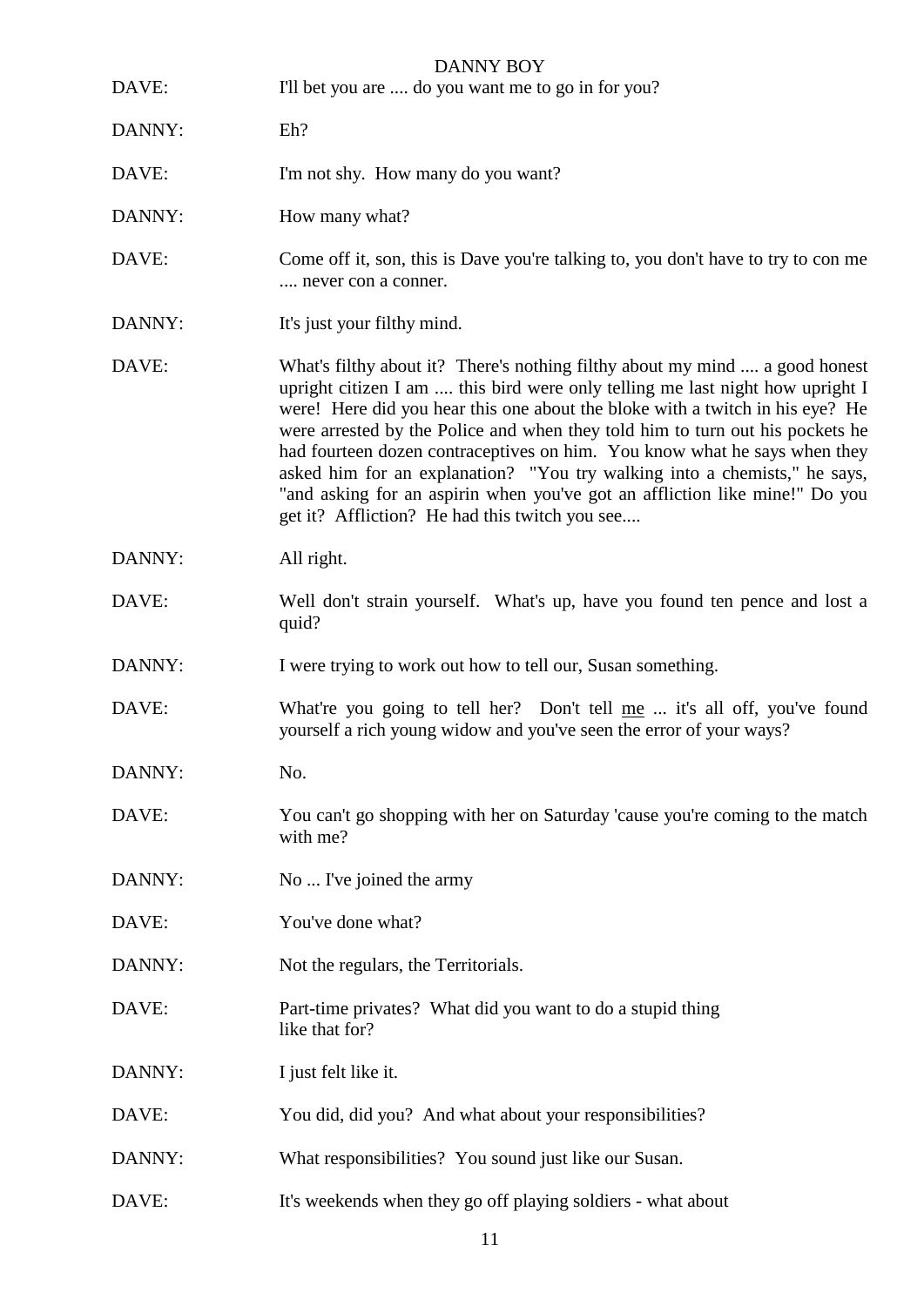DAVE: I'll bet you are .... do you want me to go in for you?

DANNY: Eh?

DAVE: I'm not shy. How many do you want?

DANNY: How many what?

DAVE: Come off it, son, this is Dave you're talking to, you don't have to try to con me .... never con a conner.

DANNY: It's just your filthy mind.

DAVE: What's filthy about it? There's nothing filthy about my mind .... a good honest upright citizen I am .... this bird were only telling me last night how upright I were! Here did you hear this one about the bloke with a twitch in his eye? He were arrested by the Police and when they told him to turn out his pockets he had fourteen dozen contraceptives on him. You know what he says when they asked him for an explanation? "You try walking into a chemists," he says, "and asking for an aspirin when you've got an affliction like mine!" Do you get it? Affliction? He had this twitch you see....

DANNY: All right.

DAVE: Well don't strain yourself. What's up, have you found ten pence and lost a quid?

DANNY: I were trying to work out how to tell our, Susan something.

DAVE: What're you going to tell her? Don't tell <u>me</u> ... it's all off, you've found yourself a rich young widow and you've seen the error of your ways?

DANNY: No.

DAVE: You can't go shopping with her on Saturday 'cause you're coming to the match with me?

DANNY: No ... I've joined the army

DAVE: You've done what?

DANNY: Not the regulars, the Territorials.

DAVE: Part-time privates? What did you want to do a stupid thing like that for?

DANNY: I just felt like it.

DAVE: You did, did you? And what about your responsibilities?

DANNY: What responsibilities? You sound just like our Susan.

DAVE: It's weekends when they go off playing soldiers - what about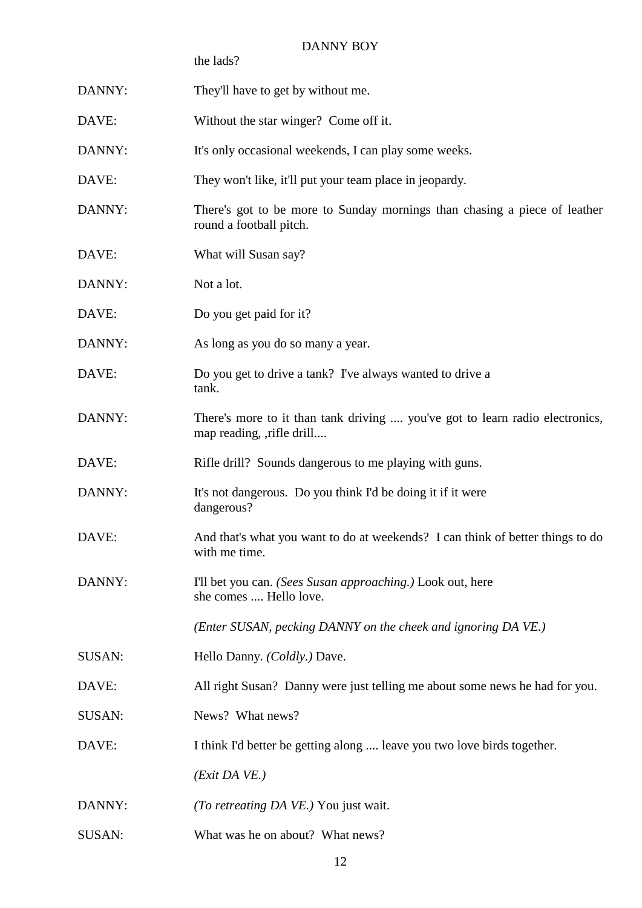the lads?

DANNY: They'll have to get by without me.

DAVE: Without the star winger? Come off it.

DANNY: It's only occasional weekends, I can play some weeks.

DAVE: They won't like, it'll put your team place in jeopardy.

DANNY: There's got to be more to Sunday mornings than chasing a piece of leather round a football pitch.

DAVE: What will Susan say?

DANNY: Not a lot.

DAVE: Do you get paid for it?

DANNY: As long as you do so many a year.

DAVE: Do you get to drive a tank? I've always wanted to drive a tank.

DANNY: There's more to it than tank driving .... you've got to learn radio electronics, map reading, ,rifle drill....

DAVE: Rifle drill? Sounds dangerous to me playing with guns.

DANNY: It's not dangerous. Do you think I'd be doing it if it were dangerous?

DAVE: And that's what you want to do at weekends? I can think of better things to do with me time.

DANNY: I'll bet you can. *(Sees Susan approaching.)* Look out, here she comes .... Hello love.

*(Enter SUSAN, pecking DANNY on the cheek and ignoring DA VE.)*

SUSAN: Hello Danny. *(Coldly.)* Dave.

DAVE: All right Susan? Danny were just telling me about some news he had for you.

SUSAN: News? What news?

DAVE: I think I'd better be getting along .... leave you two love birds together.

*(Exit DA VE.)*

DANNY: *(To retreating DA VE.)* You just wait.

SUSAN: What was he on about? What news?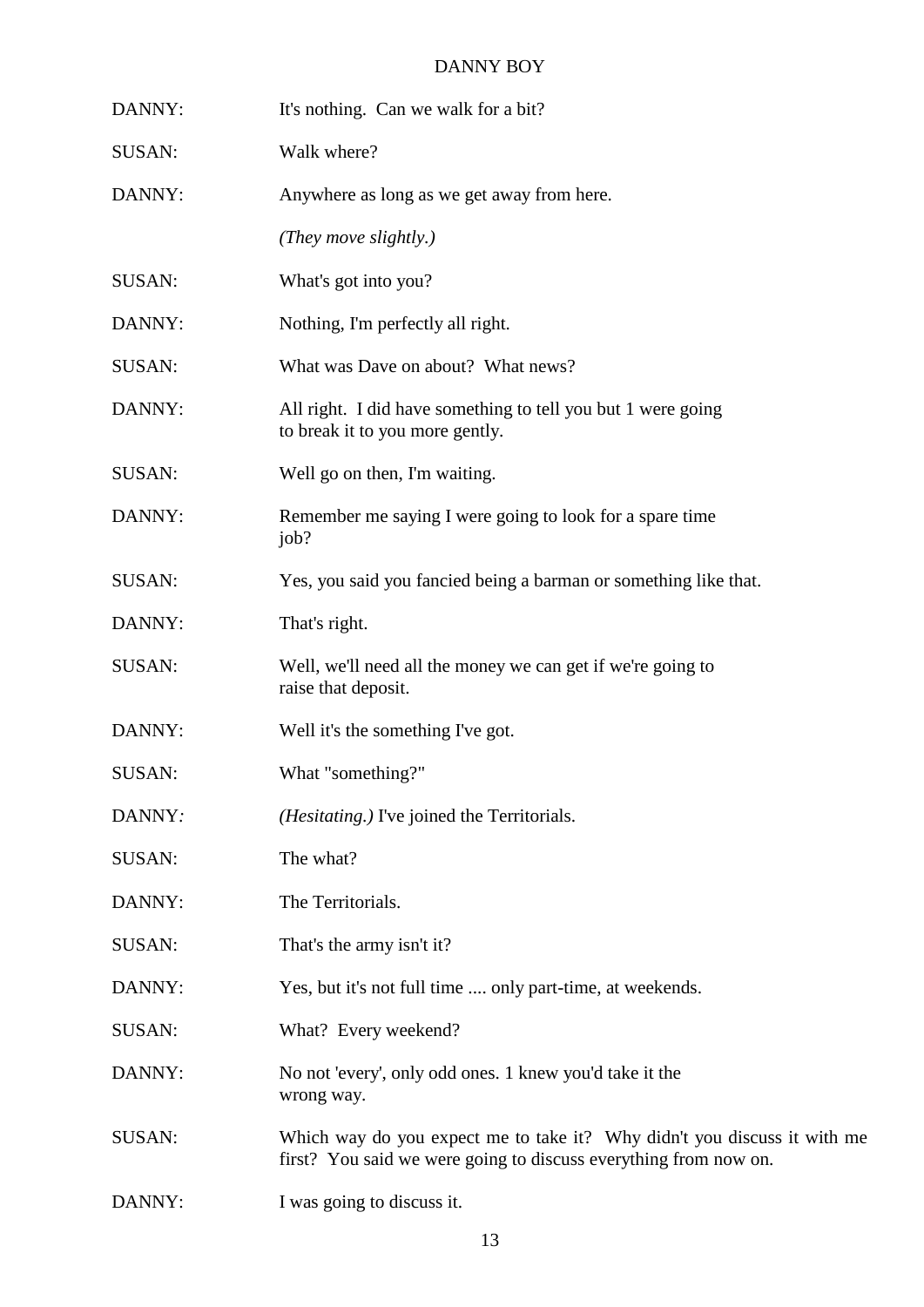DANNY: It's nothing. Can we walk for a bit?

SUSAN: Walk where?

DANNY: Anywhere as long as we get away from here.

*(They move slightly.)*

SUSAN: What's got into you?

DANNY: Nothing, I'm perfectly all right.

SUSAN: What was Dave on about? What news?

DANNY: All right. I did have something to tell you but 1 were going to break it to you more gently.

SUSAN: Well go on then, I'm waiting.

DANNY: Remember me saying I were going to look for a spare time job?

SUSAN: Yes, you said you fancied being a barman or something like that.

DANNY: That's right.

SUSAN: Well, we'll need all the money we can get if we're going to raise that deposit.

DANNY: Well it's the something I've got.

SUSAN: What "something?"

DANNY: *(Hesitating.)* I've joined the Territorials.

SUSAN: The what?

DANNY: The Territorials.

SUSAN: That's the army isn't it?

DANNY: Yes, but it's not full time .... only part-time, at weekends.

SUSAN: What? Every weekend?

DANNY: No not 'every', only odd ones. 1 knew you'd take it the wrong way.

SUSAN: Which way do you expect me to take it? Why didn't you discuss it with me first? You said we were going to discuss everything from now on.

DANNY: I was going to discuss it.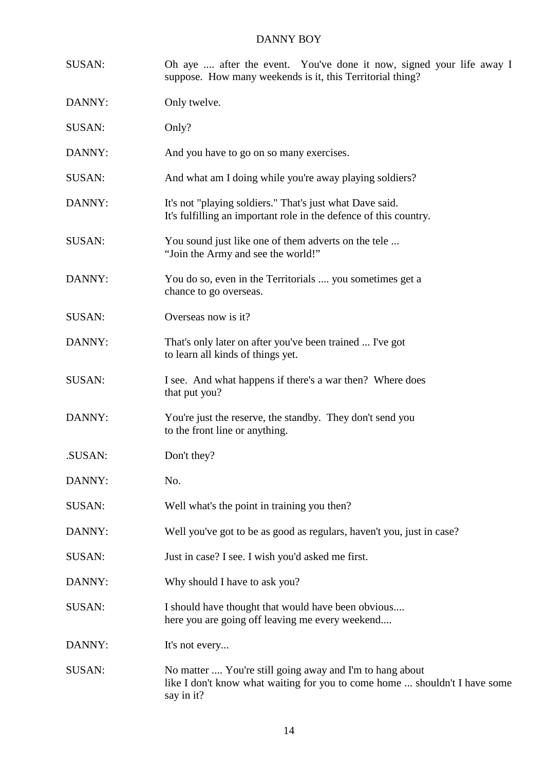SUSAN: Oh aye .... after the event. You've done it now, signed your life away I suppose. How many weekends is it, this Territorial thing?

DANNY: Only twelve.

SUSAN: Only?

DANNY: And you have to go on so many exercises.

SUSAN: And what am I doing while you're away playing soldiers?

DANNY: It's not "playing soldiers." That's just what Dave said.
It's fulfilling an important role in the defence of this country.

SUSAN: You sound just like one of them adverts on the tele ...
"Join the Army and see the world!"

DANNY: You do so, even in the Territorials .... you sometimes get a chance to go overseas.

SUSAN: Overseas now is it?

DANNY: That's only later on after you've been trained ... I've got to learn all kinds of things yet.

SUSAN: I see. And what happens if there's a war then? Where does that put you?

DANNY: You're just the reserve, the standby. They don't send you to the front line or anything.

.SUSAN: Don't they?

DANNY: No.

SUSAN: Well what's the point in training you then?

DANNY: Well you've got to be as good as regulars, haven't you, just in case?

SUSAN: Just in case? I see. I wish you'd asked me first.

DANNY: Why should I have to ask you?

SUSAN: I should have thought that would have been obvious....
here you are going off leaving me every weekend....

DANNY: It's not every...

SUSAN: No matter .... You're still going away and I'm to hang about
like I don't know what waiting for you to come home ... shouldn't I have some say in it?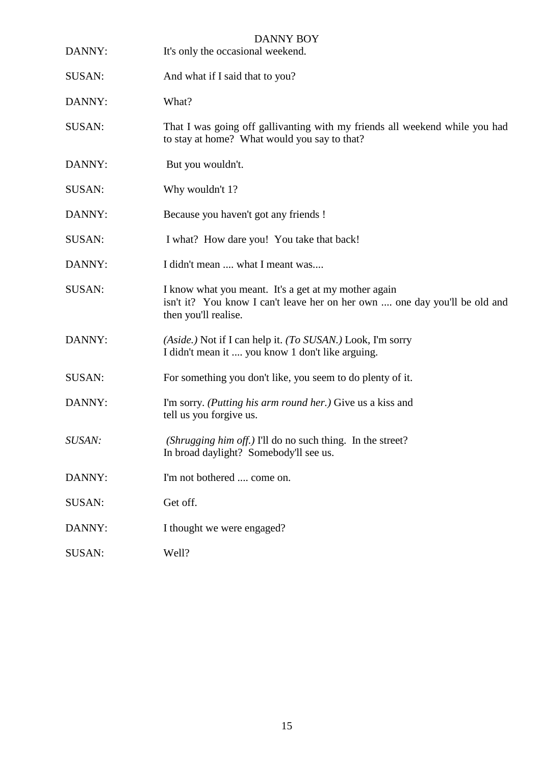DANNY: It's only the occasional weekend.

SUSAN: And what if I said that to you?

DANNY: What?

SUSAN: That I was going off gallivanting with my friends all weekend while you had to stay at home? What would you say to that?

DANNY: But you wouldn't.

SUSAN: Why wouldn't 1?

DANNY: Because you haven't got any friends !

SUSAN: I what? How dare you! You take that back!

DANNY: I didn't mean .... what I meant was....

SUSAN: I know what you meant. It's a get at my mother again isn't it? You know I can't leave her on her own .... one day you'll be old and then you'll realise.

DANNY: *(Aside.)* Not if I can help it. *(To SUSAN.)* Look, I'm sorry I didn't mean it .... you know 1 don't like arguing.

SUSAN: For something you don't like, you seem to do plenty of it.

DANNY: I'm sorry. *(Putting his arm round her.)* Give us a kiss and tell us you forgive us.

*SUSAN:* *(Shrugging him off.)* I'll do no such thing. In the street? In broad daylight? Somebody'll see us.

DANNY: I'm not bothered .... come on.

SUSAN: Get off.

DANNY: I thought we were engaged?

SUSAN: Well?